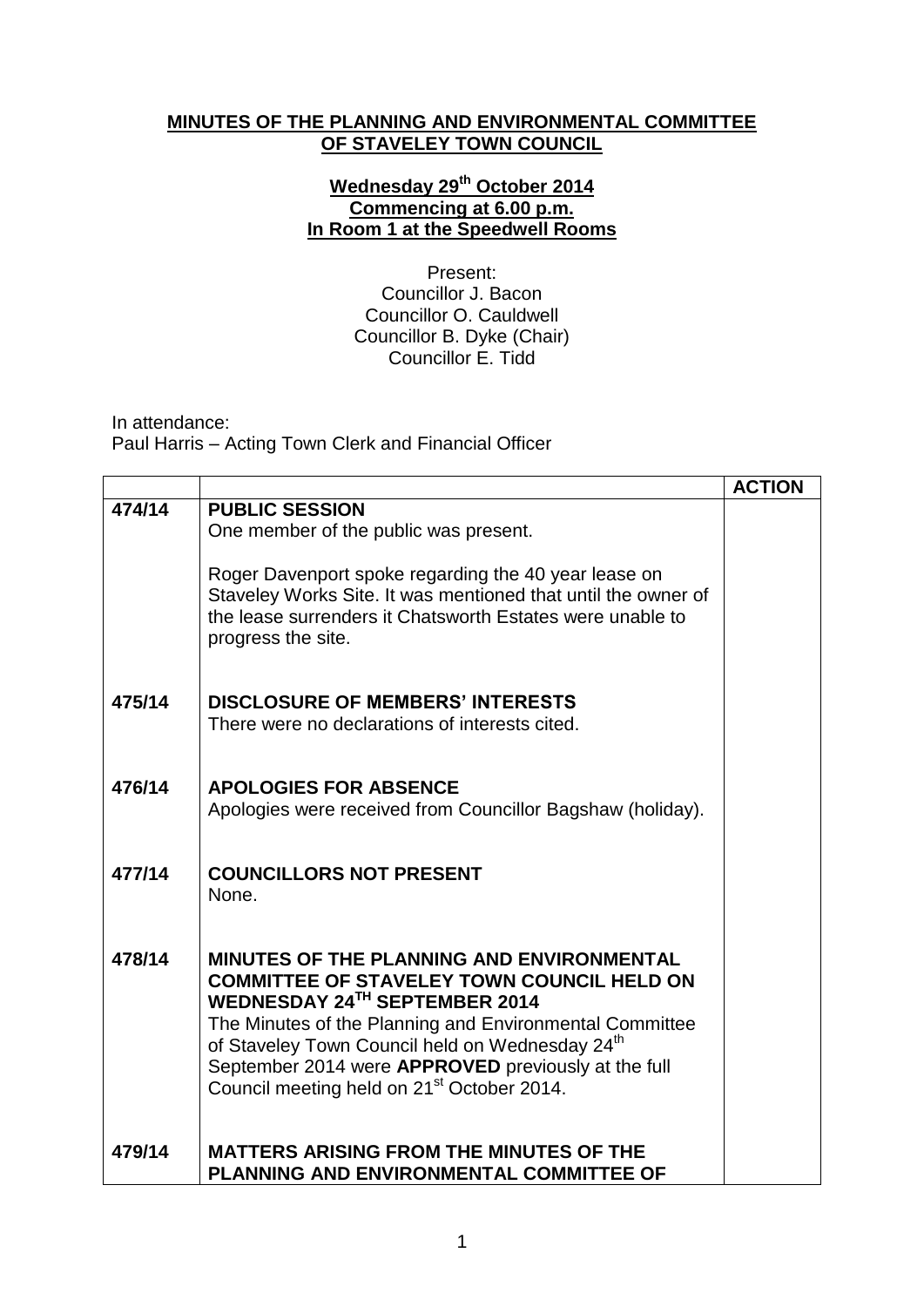**MINUTES OF THE PLANNING AND ENVIRONMENTAL COMMITTEE OF STAVELEY TOWN COUNCIL**

**Wednesday 29th October 2014**
**Commencing at 6.00 p.m.**
**In Room 1 at the Speedwell Rooms**

Present:
Councillor J. Bacon
Councillor O. Cauldwell
Councillor B. Dyke (Chair)
Councillor E. Tidd

In attendance:
Paul Harris – Acting Town Clerk and Financial Officer

| | | ACTION |
|---|---|---|
| 474/14 | **PUBLIC SESSION**<br>One member of the public was present.<br><br>Roger Davenport spoke regarding the 40 year lease on Staveley Works Site. It was mentioned that until the owner of the lease surrenders it Chatsworth Estates were unable to progress the site. | |
| 475/14 | **DISCLOSURE OF MEMBERS' INTERESTS**<br>There were no declarations of interests cited. | |
| 476/14 | **APOLOGIES FOR ABSENCE**<br>Apologies were received from Councillor Bagshaw (holiday). | |
| 477/14 | **COUNCILLORS NOT PRESENT**<br>None. | |
| 478/14 | **MINUTES OF THE PLANNING AND ENVIRONMENTAL COMMITTEE OF STAVELEY TOWN COUNCIL HELD ON WEDNESDAY 24TH SEPTEMBER 2014**<br>The Minutes of the Planning and Environmental Committee of Staveley Town Council held on Wednesday 24th September 2014 were **APPROVED** previously at the full Council meeting held on 21st October 2014. | |
| 479/14 | **MATTERS ARISING FROM THE MINUTES OF THE PLANNING AND ENVIRONMENTAL COMMITTEE OF** | |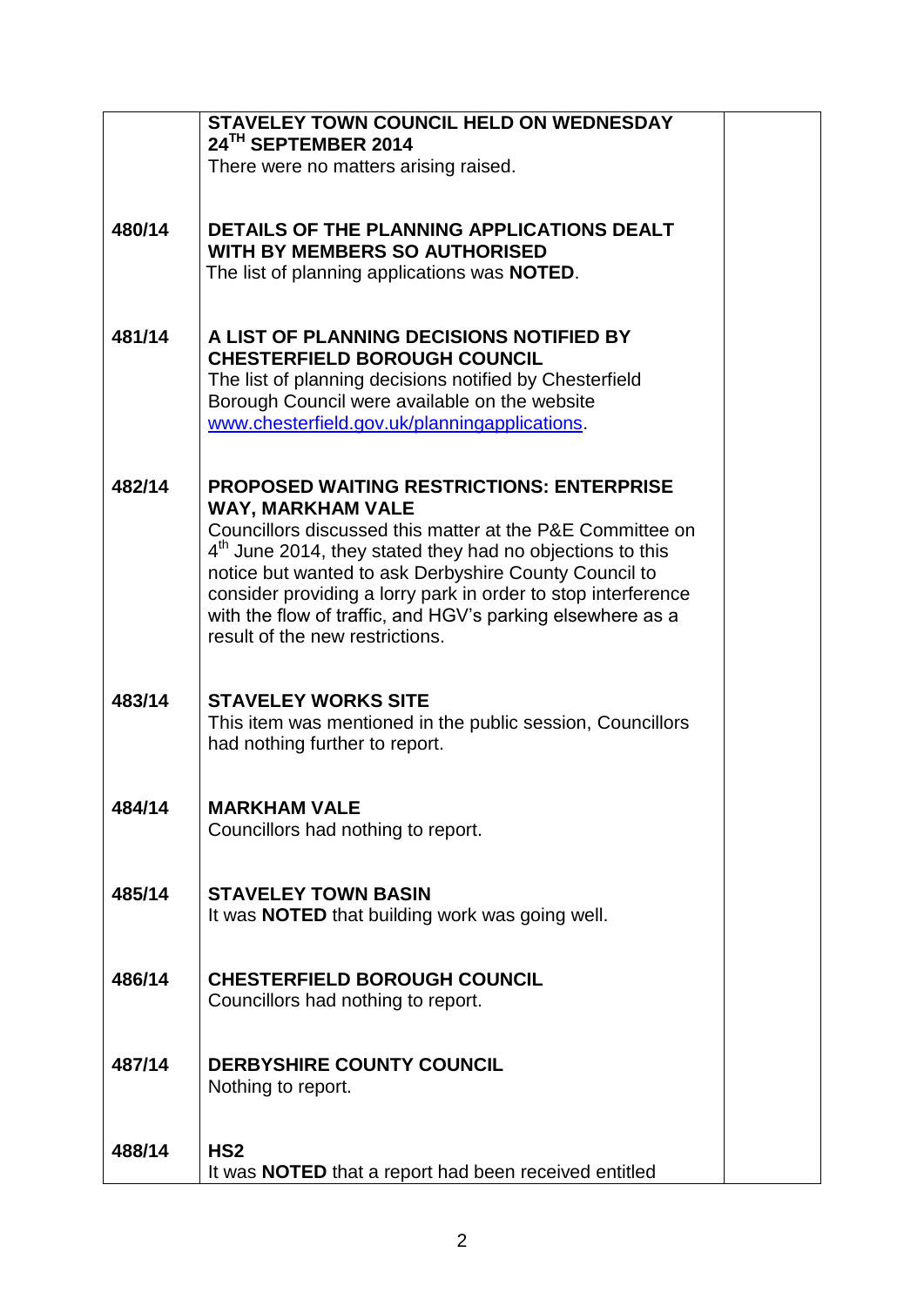| | | |
|---|---|---|
| | **STAVELEY TOWN COUNCIL HELD ON WEDNESDAY 24TH SEPTEMBER 2014**<br>There were no matters arising raised. | |
| **480/14** | **DETAILS OF THE PLANNING APPLICATIONS DEALT WITH BY MEMBERS SO AUTHORISED**<br>The list of planning applications was **NOTED**. | |
| **481/14** | **A LIST OF PLANNING DECISIONS NOTIFIED BY CHESTERFIELD BOROUGH COUNCIL**<br>The list of planning decisions notified by Chesterfield Borough Council were available on the website www.chesterfield.gov.uk/planningapplications. | |
| **482/14** | **PROPOSED WAITING RESTRICTIONS: ENTERPRISE WAY, MARKHAM VALE**<br>Councillors discussed this matter at the P&E Committee on 4th June 2014, they stated they had no objections to this notice but wanted to ask Derbyshire County Council to consider providing a lorry park in order to stop interference with the flow of traffic, and HGV's parking elsewhere as a result of the new restrictions. | |
| **483/14** | **STAVELEY WORKS SITE**<br>This item was mentioned in the public session, Councillors had nothing further to report. | |
| **484/14** | **MARKHAM VALE**<br>Councillors had nothing to report. | |
| **485/14** | **STAVELEY TOWN BASIN**<br>It was **NOTED** that building work was going well. | |
| **486/14** | **CHESTERFIELD BOROUGH COUNCIL**<br>Councillors had nothing to report. | |
| **487/14** | **DERBYSHIRE COUNTY COUNCIL**<br>Nothing to report. | |
| **488/14** | **HS2**<br>It was **NOTED** that a report had been received entitled | |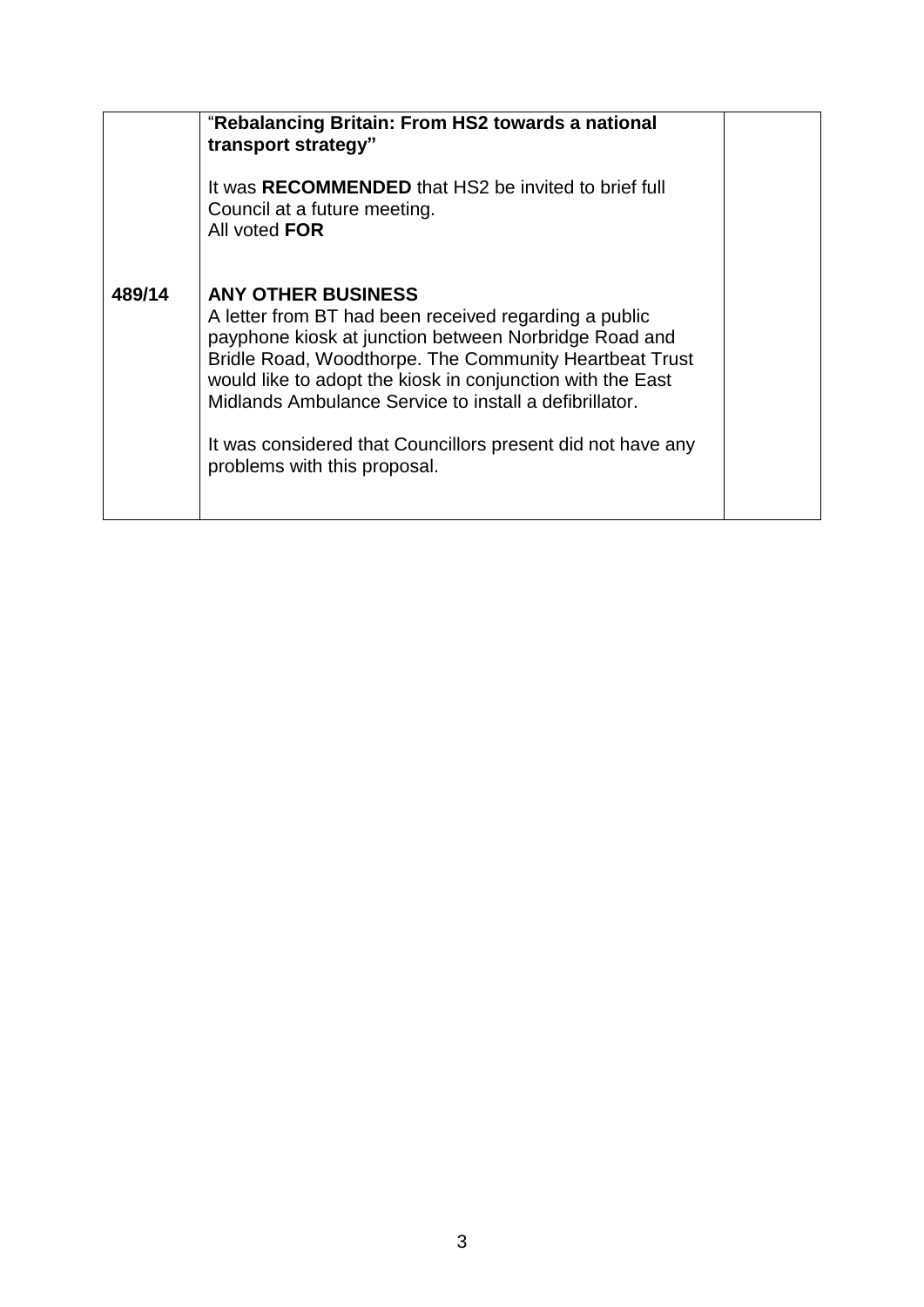| | | |
|---|---|---|
| | “**Rebalancing Britain: From HS2 towards a national transport strategy”**<br><br>It was **RECOMMENDED** that HS2 be invited to brief full Council at a future meeting.<br>All voted **FOR** | |
| **489/14** | **ANY OTHER BUSINESS**<br>A letter from BT had been received regarding a public payphone kiosk at junction between Norbridge Road and Bridle Road, Woodthorpe. The Community Heartbeat Trust would like to adopt the kiosk in conjunction with the East Midlands Ambulance Service to install a defibrillator.<br><br>It was considered that Councillors present did not have any problems with this proposal. | |